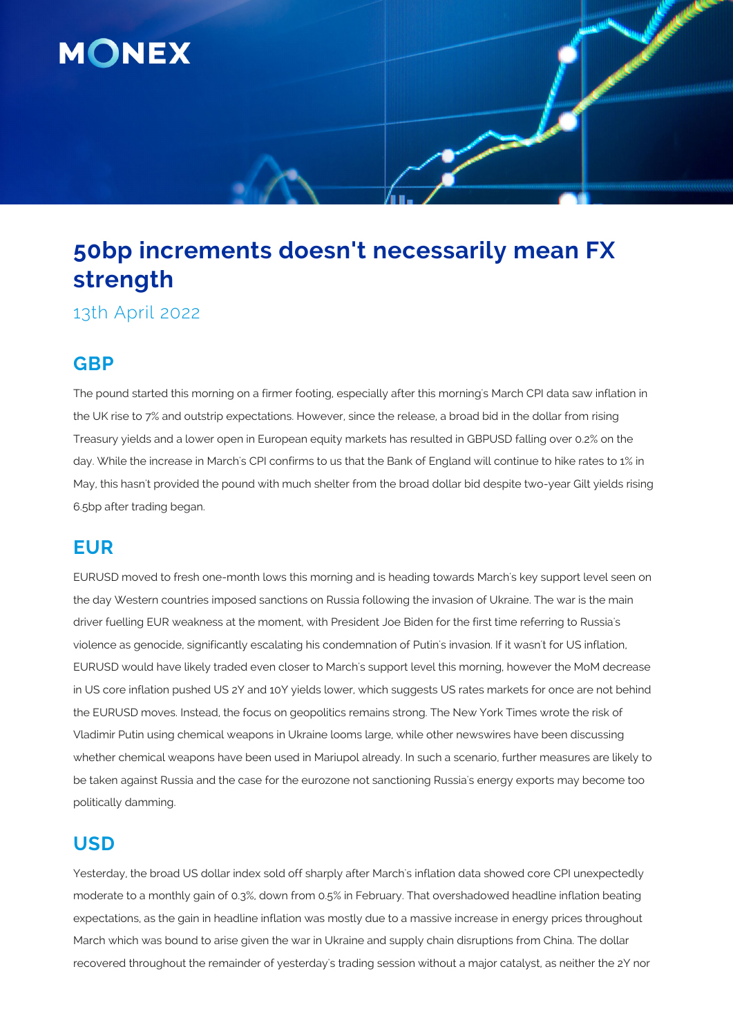# 50bp increments doesn't necessarily mean FX strength

13th April 2022

## GBP

The pound started this morning on a firmer footing, especially after this morning's March CPI data saw inflation in the UK rise to 7% and outstrip expectations. However, since the release, a broad bid in the dollar from rising Treasury yields and a lower open in European equity markets has resulted in GBPUSD falling over 0.2% on the day. While the increase in March's CPI confirms to us that the Bank of England will continue to hike rates to 1% in May, this hasn't provided the pound with much shelter from the broad dollar bid despite two-year Gilt yields rising 6.5bp after trading began.

## EUR

EURUSD moved to fresh one-month lows this morning and is heading towards March's key support level seen on the day Western countries imposed sanctions on Russia following the invasion of Ukraine. The war is the main driver fuelling EUR weakness at the moment, with President Joe Biden for the first time referring to Russia's violence as genocide, significantly escalating his condemnation of Putin's invasion. If it wasn't for US inflation, EURUSD would have likely traded even closer to March's support level this morning, however the MoM decrease in US core inflation pushed US 2Y and 10Y yields lower, which suggests US rates markets for once are not behind the EURUSD moves. Instead, the focus on geopolitics remains strong. The New York Times wrote the risk of Vladimir Putin using chemical weapons in Ukraine looms large, while other newswires have been discussing whether chemical weapons have been used in Mariupol already. In such a scenario, further measures are likely to be taken against Russia and the case for the eurozone not sanctioning Russia's energy exports may become too politically damming.

## USD

Yesterday, the broad US dollar index sold off sharply after March's inflation data showed core CPI unexpectedly moderate to a monthly gain of 0.3%, down from 0.5% in February. That overshadowed headline inflation beating expectations, as the gain in headline inflation was mostly due to a massive increase in energy prices throughout March which was bound to arise given the war in Ukraine and supply chain disruptions from China. The dollar recovered throughout the remainder of yesterday's trading session without a major catalyst, as neither the 2Y nor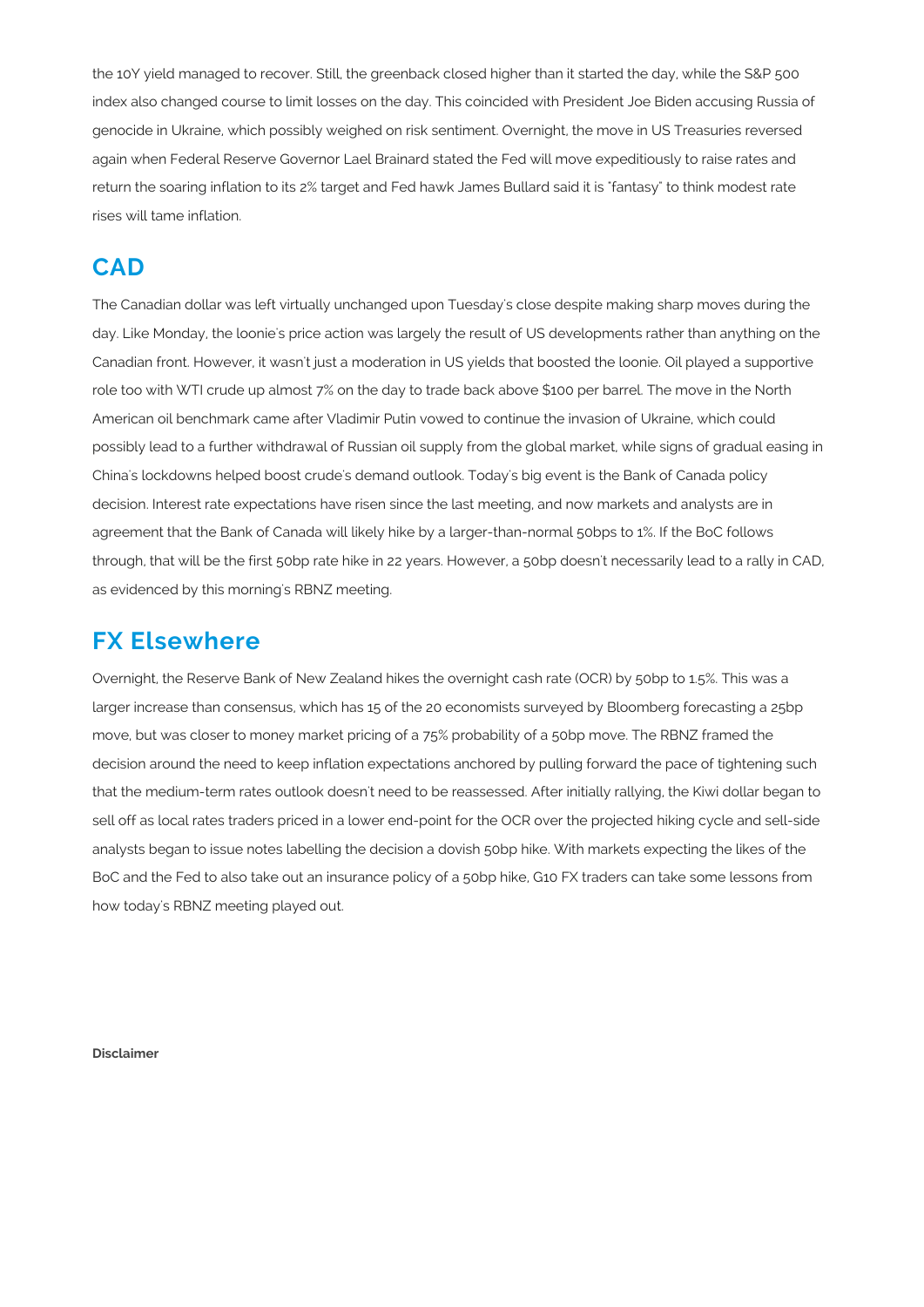the 10Y yield managed to recover. Still, the greenback closed higher than it started the day, while the S&P 500 index also changed course to limit losses on the day. This coincided with President Joe Biden accusing Russia of genocide in Ukraine, which possibly weighed on risk sentiment. Overnight, the move in US Treasuries reversed again when Federal Reserve Governor Lael Brainard stated the Fed will move expeditiously to raise rates and return the soaring inflation to its 2% target and Fed hawk James Bullard said it is "fantasy" to think modest rate rises will tame inflation.

## CAD

The Canadian dollar was left virtually unchanged upon Tuesday's close despite making sharp moves during the day. Like Monday, the loonie's price action was largely the result of US developments rather than anything on the Canadian front. However, it wasn't just a moderation in US yields that boosted the loonie. Oil played a supportive role too with WTI crude up almost 7% on the day to trade back above $100 per barrel. The move in the North American oil benchmark came after Vladimir Putin vowed to continue the invasion of Ukraine, which could possibly lead to a further withdrawal of Russian oil supply from the global market, while signs of gradual easing in China's lockdowns helped boost crude's demand outlook. Today's big event is the Bank of Canada policy decision. Interest rate expectations have risen since the last meeting, and now markets and analysts are in agreement that the Bank of Canada will likely hike by a larger-than-normal 50bps to 1%. If the BoC follows through, that will be the first 50bp rate hike in 22 years. However, a 50bp doesn't necessarily lead to a rally in CAD, as evidenced by this morning's RBNZ meeting.

## FX Elsewhere

Overnight, the Reserve Bank of New Zealand hikes the overnight cash rate (OCR) by 50bp to 1.5%. This was a larger increase than consensus, which has 15 of the 20 economists surveyed by Bloomberg forecasting a 25bp move, but was closer to money market pricing of a 75% probability of a 50bp move. The RBNZ framed the decision around the need to keep inflation expectations anchored by pulling forward the pace of tightening such that the medium-term rates outlook doesn't need to be reassessed. After initially rallying, the Kiwi dollar began to sell off as local rates traders priced in a lower end-point for the OCR over the projected hiking cycle and sell-side analysts began to issue notes labelling the decision a dovish 50bp hike. With markets expecting the likes of the BoC and the Fed to also take out an insurance policy of a 50bp hike, G10 FX traders can take some lessons from how today's RBNZ meeting played out.

**Disclaimer**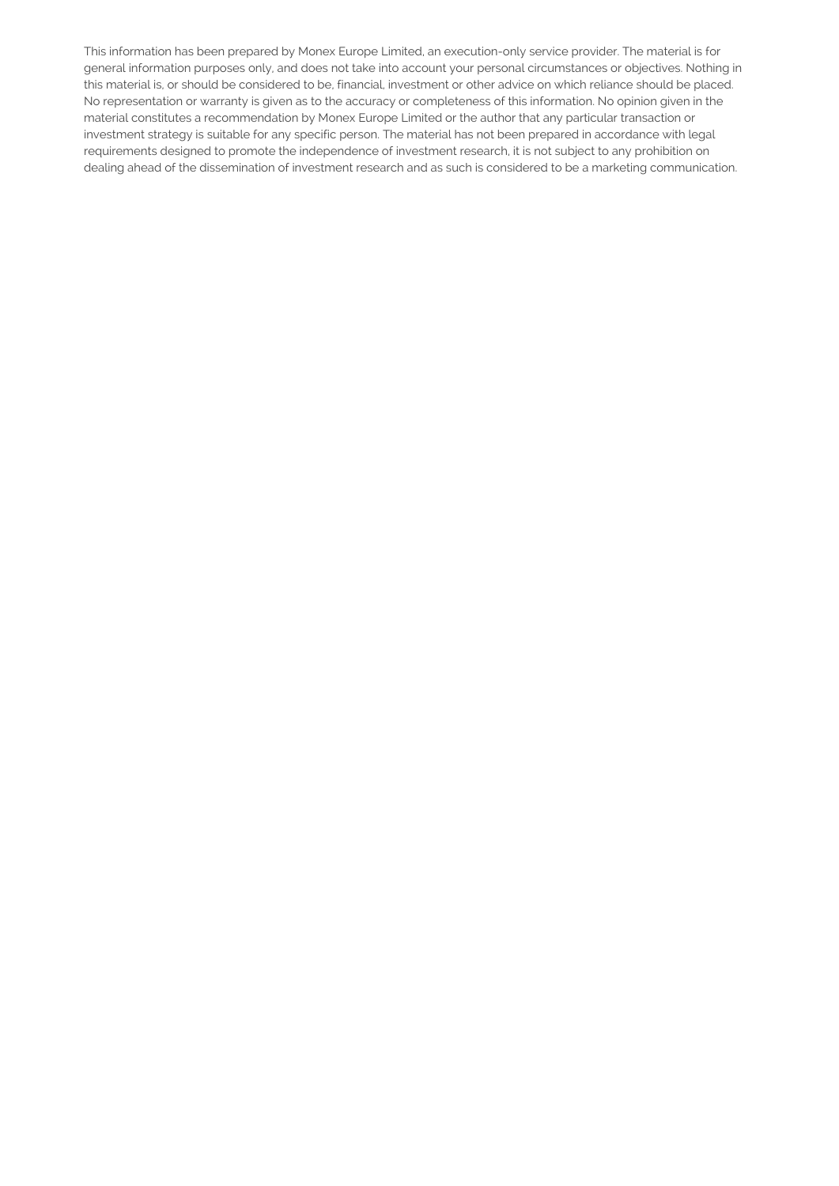This information has been prepared by Monex Europe Limited, an execution-only service provider. The material is for general information purposes only, and does not take into account your personal circumstances or objectives. Nothing in this material is, or should be considered to be, financial, investment or other advice on which reliance should be placed. No representation or warranty is given as to the accuracy or completeness of this information. No opinion given in the material constitutes a recommendation by Monex Europe Limited or the author that any particular transaction or investment strategy is suitable for any specific person. The material has not been prepared in accordance with legal requirements designed to promote the independence of investment research, it is not subject to any prohibition on dealing ahead of the dissemination of investment research and as such is considered to be a marketing communication.